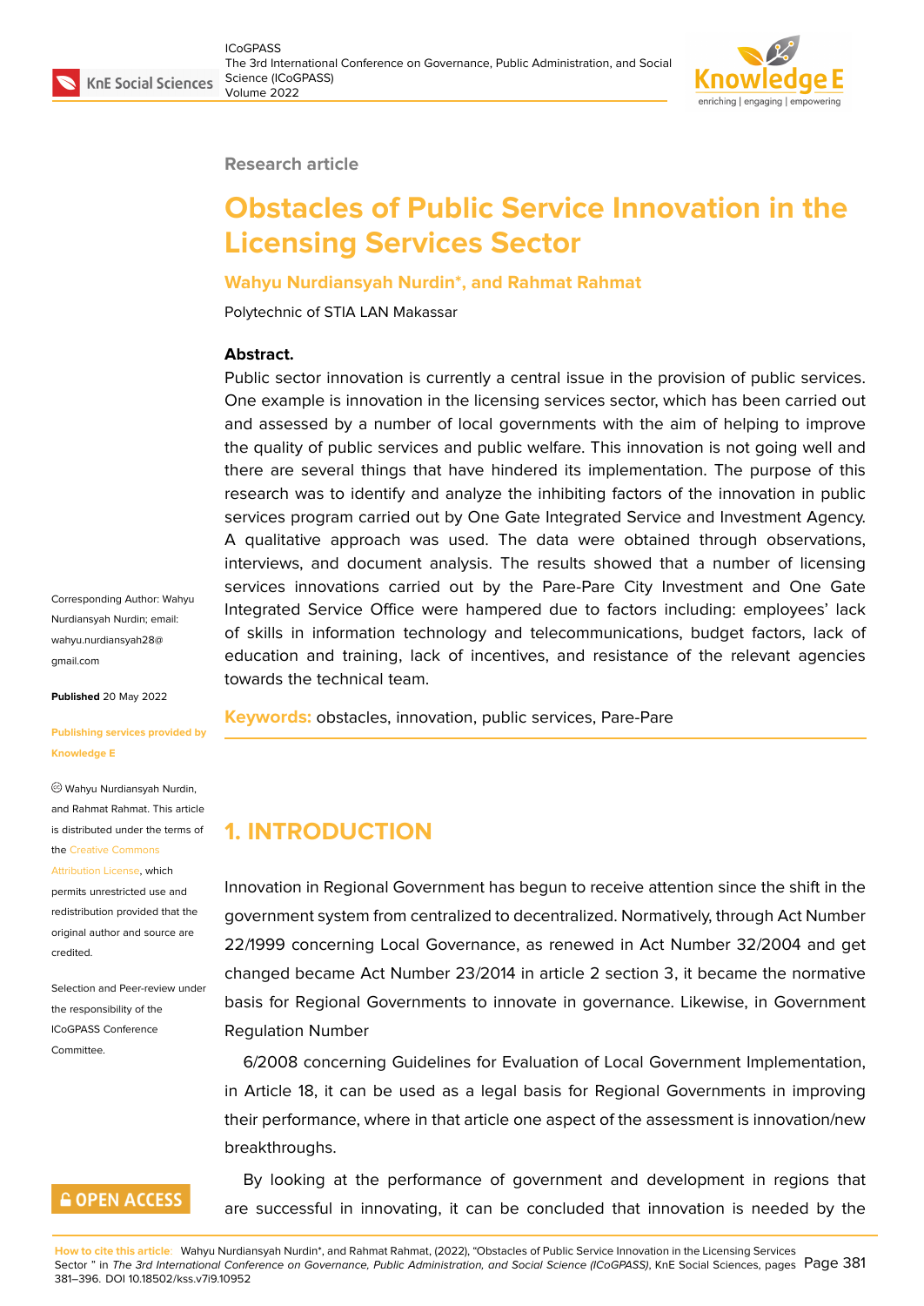Research article

# Obstacles of Public Service Innovation in the Licensing Services Sector

**Wahyu Nurdiansyah Nurdin*, and Rahmat Rahmat**

Polytechnic of STIA LAN Makassar

**Abstract.**
Public sector innovation is currently a central issue in the provision of public services. One example is innovation in the licensing services sector, which has been carried out and assessed by a number of local governments with the aim of helping to improve the quality of public services and public welfare. This innovation is not going well and there are several things that have hindered its implementation. The purpose of this research was to identify and analyze the inhibiting factors of the innovation in public services program carried out by One Gate Integrated Service and Investment Agency. A qualitative approach was used. The data were obtained through observations, interviews, and document analysis. The results showed that a number of licensing services innovations carried out by the Pare-Pare City Investment and One Gate Integrated Service Office were hampered due to factors including: employees' lack of skills in information technology and telecommunications, budget factors, lack of education and training, lack of incentives, and resistance of the relevant agencies towards the technical team.

**Keywords:** obstacles, innovation, public services, Pare-Pare

Corresponding Author: Wahyu Nurdiansyah Nurdin; email: wahyu.nurdiansyah28@gmail.com

**Published** 20 May 2022

**Publishing services provided by Knowledge E**

© Wahyu Nurdiansyah Nurdin, and Rahmat Rahmat. This article is distributed under the terms of the Creative Commons Attribution License, which permits unrestricted use and redistribution provided that the original author and source are credited.

Selection and Peer-review under the responsibility of the ICoGPASS Conference Committee.

## 1. INTRODUCTION

Innovation in Regional Government has begun to receive attention since the shift in the government system from centralized to decentralized. Normatively, through Act Number 22/1999 concerning Local Governance, as renewed in Act Number 32/2004 and get changed became Act Number 23/2014 in article 2 section 3, it became the normative basis for Regional Governments to innovate in governance. Likewise, in Government Regulation Number

6/2008 concerning Guidelines for Evaluation of Local Government Implementation, in Article 18, it can be used as a legal basis for Regional Governments in improving their performance, where in that article one aspect of the assessment is innovation/new breakthroughs.

By looking at the performance of government and development in regions that are successful in innovating, it can be concluded that innovation is needed by the

**How to cite this article**: Wahyu Nurdiansyah Nurdin*, and Rahmat Rahmat, (2022), "Obstacles of Public Service Innovation in the Licensing Services Sector " in *The 3rd International Conference on Governance, Public Administration, and Social Science (ICoGPASS)*, KnE Social Sciences, pages 381–396. DOI 10.18502/kss.v7i9.10952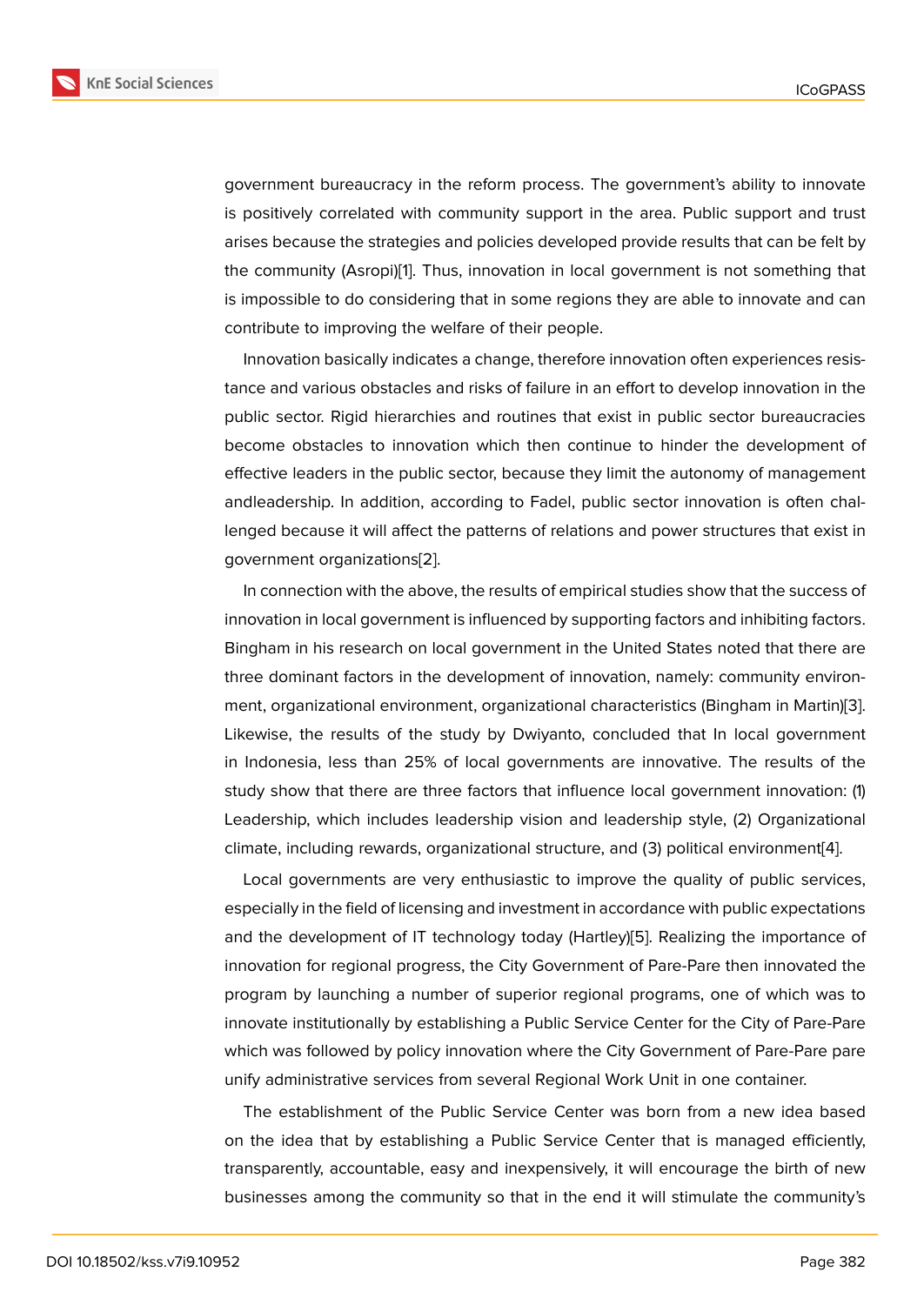government bureaucracy in the reform process. The government's ability to innovate is positively correlated with community support in the area. Public support and trust arises because the strategies and policies developed provide results that can be felt by the community (Asropi)[1]. Thus, innovation in local government is not something that is impossible to do considering that in some regions they are able to innovate and can contribute to improving the welfare of their people.

Innovation basically indicates a change, therefore innovation often experiences resistance and various obstacles and risks of failure in an effort to develop innovation in the public sector. Rigid hierarchies and routines that exist in public sector bureaucracies become obstacles to innovation which then continue to hinder the development of effective leaders in the public sector, because they limit the autonomy of management andleadership. In addition, according to Fadel, public sector innovation is often challenged because it will affect the patterns of relations and power structures that exist in government organizations[2].

In connection with the above, the results of empirical studies show that the success of innovation in local government is influenced by supporting factors and inhibiting factors. Bingham in his research on local government in the United States noted that there are three dominant factors in the development of innovation, namely: community environment, organizational environment, organizational characteristics (Bingham in Martin)[3]. Likewise, the results of the study by Dwiyanto, concluded that In local government in Indonesia, less than 25% of local governments are innovative. The results of the study show that there are three factors that influence local government innovation: (1) Leadership, which includes leadership vision and leadership style, (2) Organizational climate, including rewards, organizational structure, and (3) political environment[4].

Local governments are very enthusiastic to improve the quality of public services, especially in the field of licensing and investment in accordance with public expectations and the development of IT technology today (Hartley)[5]. Realizing the importance of innovation for regional progress, the City Government of Pare-Pare then innovated the program by launching a number of superior regional programs, one of which was to innovate institutionally by establishing a Public Service Center for the City of Pare-Pare which was followed by policy innovation where the City Government of Pare-Pare pare unify administrative services from several Regional Work Unit in one container.

The establishment of the Public Service Center was born from a new idea based on the idea that by establishing a Public Service Center that is managed efficiently, transparently, accountable, easy and inexpensively, it will encourage the birth of new businesses among the community so that in the end it will stimulate the community's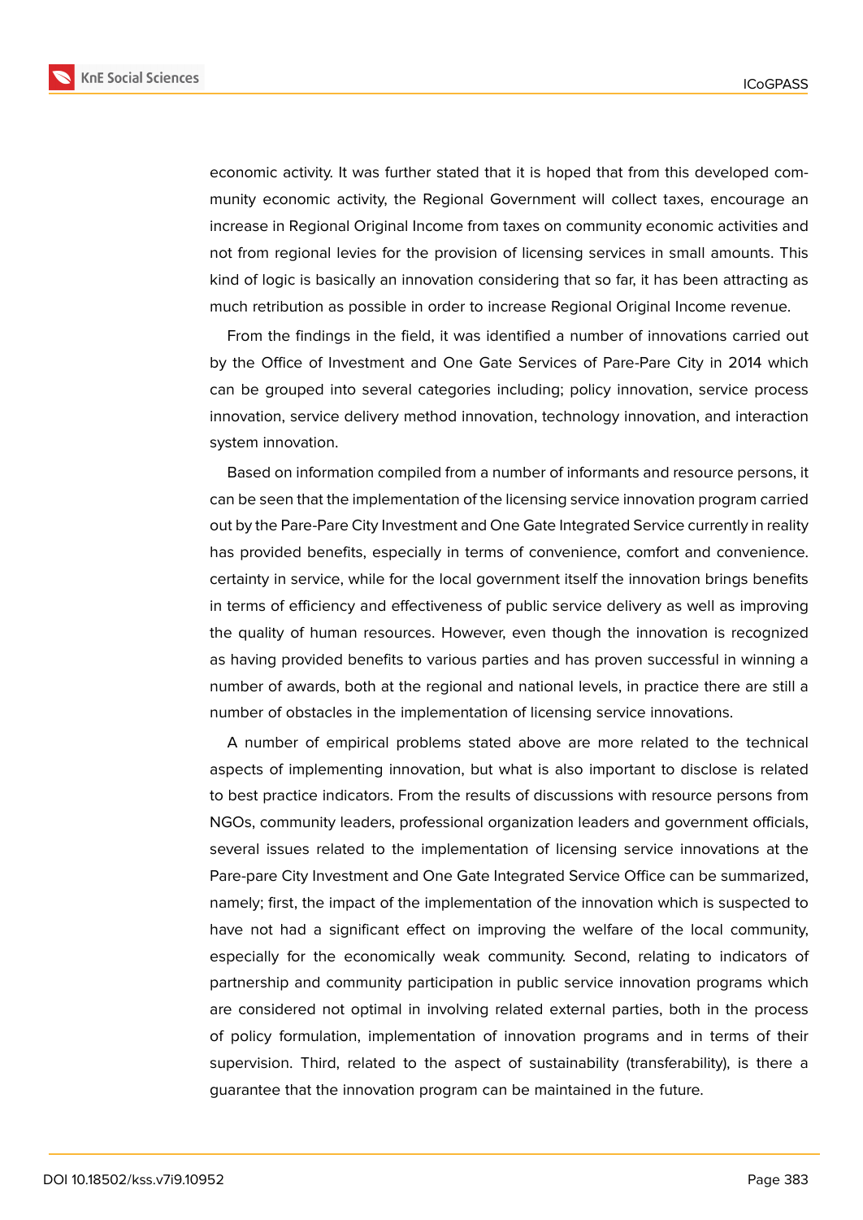economic activity. It was further stated that it is hoped that from this developed community economic activity, the Regional Government will collect taxes, encourage an increase in Regional Original Income from taxes on community economic activities and not from regional levies for the provision of licensing services in small amounts. This kind of logic is basically an innovation considering that so far, it has been attracting as much retribution as possible in order to increase Regional Original Income revenue.

From the findings in the field, it was identified a number of innovations carried out by the Office of Investment and One Gate Services of Pare-Pare City in 2014 which can be grouped into several categories including; policy innovation, service process innovation, service delivery method innovation, technology innovation, and interaction system innovation.

Based on information compiled from a number of informants and resource persons, it can be seen that the implementation of the licensing service innovation program carried out by the Pare-Pare City Investment and One Gate Integrated Service currently in reality has provided benefits, especially in terms of convenience, comfort and convenience. certainty in service, while for the local government itself the innovation brings benefits in terms of efficiency and effectiveness of public service delivery as well as improving the quality of human resources. However, even though the innovation is recognized as having provided benefits to various parties and has proven successful in winning a number of awards, both at the regional and national levels, in practice there are still a number of obstacles in the implementation of licensing service innovations.

A number of empirical problems stated above are more related to the technical aspects of implementing innovation, but what is also important to disclose is related to best practice indicators. From the results of discussions with resource persons from NGOs, community leaders, professional organization leaders and government officials, several issues related to the implementation of licensing service innovations at the Pare-pare City Investment and One Gate Integrated Service Office can be summarized, namely; first, the impact of the implementation of the innovation which is suspected to have not had a significant effect on improving the welfare of the local community, especially for the economically weak community. Second, relating to indicators of partnership and community participation in public service innovation programs which are considered not optimal in involving related external parties, both in the process of policy formulation, implementation of innovation programs and in terms of their supervision. Third, related to the aspect of sustainability (transferability), is there a guarantee that the innovation program can be maintained in the future.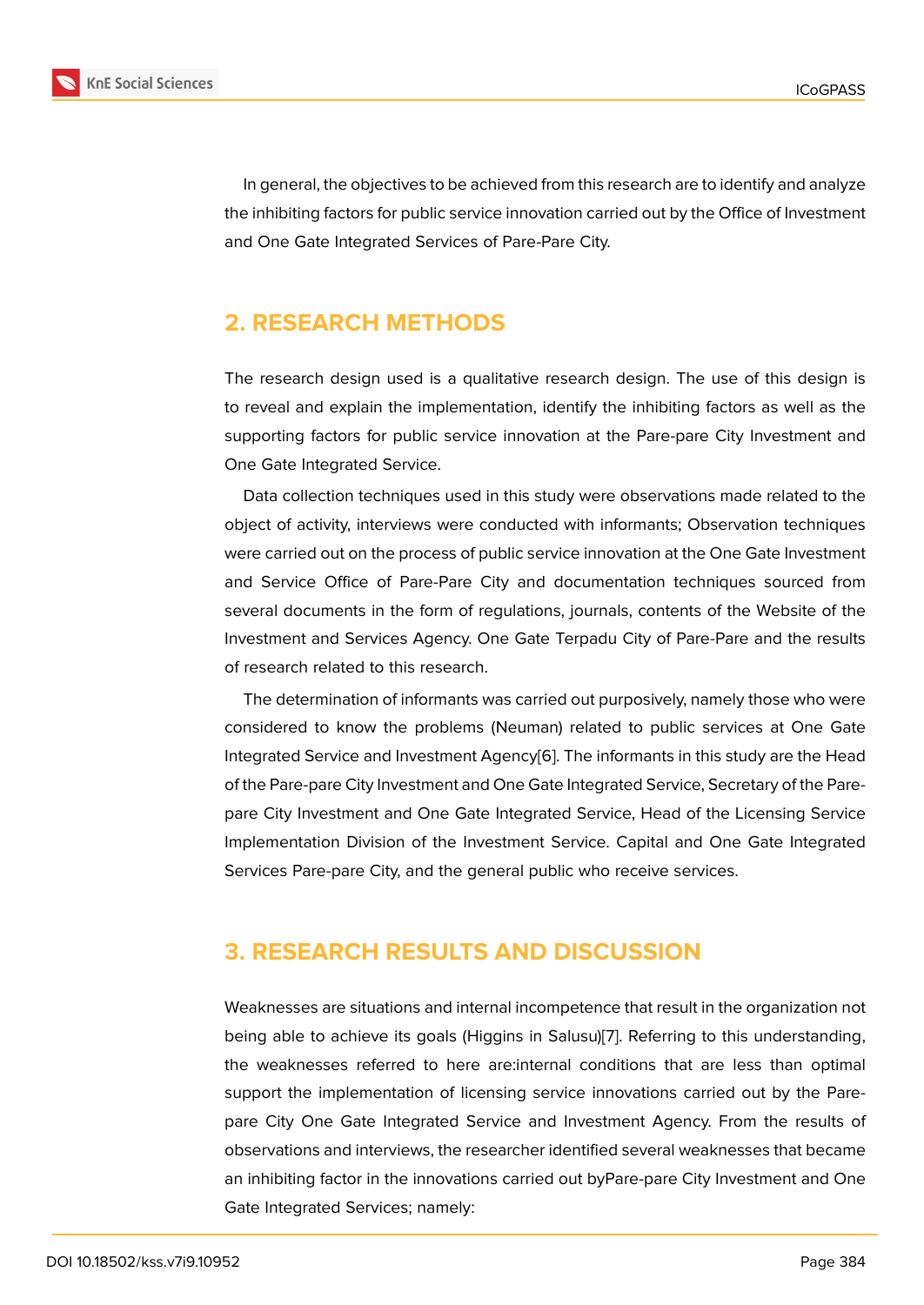In general, the objectives to be achieved from this research are to identify and analyze the inhibiting factors for public service innovation carried out by the Office of Investment and One Gate Integrated Services of Pare-Pare City.

## 2. RESEARCH METHODS

The research design used is a qualitative research design. The use of this design is to reveal and explain the implementation, identify the inhibiting factors as well as the supporting factors for public service innovation at the Pare-pare City Investment and One Gate Integrated Service.

Data collection techniques used in this study were observations made related to the object of activity, interviews were conducted with informants; Observation techniques were carried out on the process of public service innovation at the One Gate Investment and Service Office of Pare-Pare City and documentation techniques sourced from several documents in the form of regulations, journals, contents of the Website of the Investment and Services Agency. One Gate Terpadu City of Pare-Pare and the results of research related to this research.

The determination of informants was carried out purposively, namely those who were considered to know the problems (Neuman) related to public services at One Gate Integrated Service and Investment Agency[6]. The informants in this study are the Head of the Pare-pare City Investment and One Gate Integrated Service, Secretary of the Pare-pare City Investment and One Gate Integrated Service, Head of the Licensing Service Implementation Division of the Investment Service. Capital and One Gate Integrated Services Pare-pare City, and the general public who receive services.

## 3. RESEARCH RESULTS AND DISCUSSION

Weaknesses are situations and internal incompetence that result in the organization not being able to achieve its goals (Higgins in Salusu)[7]. Referring to this understanding, the weaknesses referred to here are:internal conditions that are less than optimal support the implementation of licensing service innovations carried out by the Pare-pare City One Gate Integrated Service and Investment Agency. From the results of observations and interviews, the researcher identified several weaknesses that became an inhibiting factor in the innovations carried out byPare-pare City Investment and One Gate Integrated Services; namely: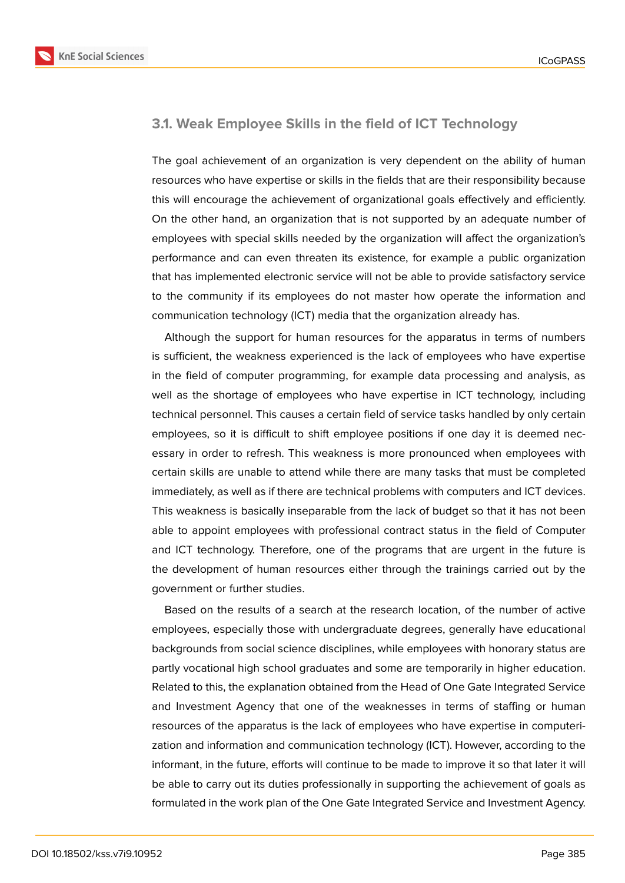### 3.1. Weak Employee Skills in the field of ICT Technology

The goal achievement of an organization is very dependent on the ability of human resources who have expertise or skills in the fields that are their responsibility because this will encourage the achievement of organizational goals effectively and efficiently. On the other hand, an organization that is not supported by an adequate number of employees with special skills needed by the organization will affect the organization's performance and can even threaten its existence, for example a public organization that has implemented electronic service will not be able to provide satisfactory service to the community if its employees do not master how operate the information and communication technology (ICT) media that the organization already has.

Although the support for human resources for the apparatus in terms of numbers is sufficient, the weakness experienced is the lack of employees who have expertise in the field of computer programming, for example data processing and analysis, as well as the shortage of employees who have expertise in ICT technology, including technical personnel. This causes a certain field of service tasks handled by only certain employees, so it is difficult to shift employee positions if one day it is deemed necessary in order to refresh. This weakness is more pronounced when employees with certain skills are unable to attend while there are many tasks that must be completed immediately, as well as if there are technical problems with computers and ICT devices. This weakness is basically inseparable from the lack of budget so that it has not been able to appoint employees with professional contract status in the field of Computer and ICT technology. Therefore, one of the programs that are urgent in the future is the development of human resources either through the trainings carried out by the government or further studies.

Based on the results of a search at the research location, of the number of active employees, especially those with undergraduate degrees, generally have educational backgrounds from social science disciplines, while employees with honorary status are partly vocational high school graduates and some are temporarily in higher education. Related to this, the explanation obtained from the Head of One Gate Integrated Service and Investment Agency that one of the weaknesses in terms of staffing or human resources of the apparatus is the lack of employees who have expertise in computerization and information and communication technology (ICT). However, according to the informant, in the future, efforts will continue to be made to improve it so that later it will be able to carry out its duties professionally in supporting the achievement of goals as formulated in the work plan of the One Gate Integrated Service and Investment Agency.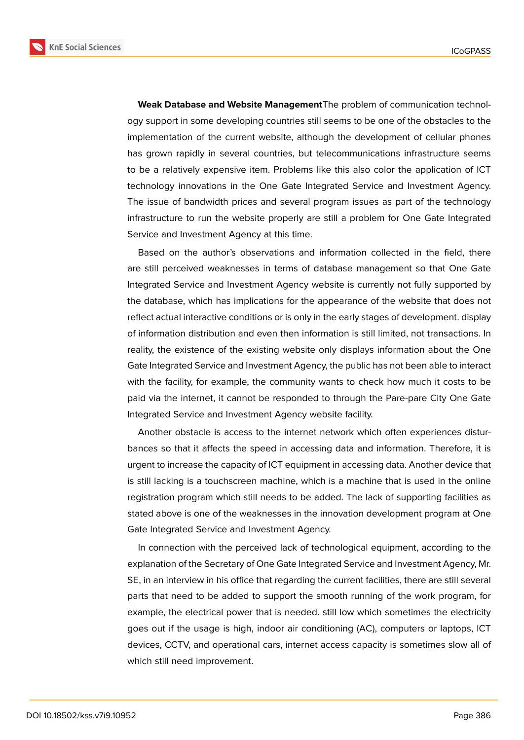**Weak Database and Website Management**The problem of communication technology support in some developing countries still seems to be one of the obstacles to the implementation of the current website, although the development of cellular phones has grown rapidly in several countries, but telecommunications infrastructure seems to be a relatively expensive item. Problems like this also color the application of ICT technology innovations in the One Gate Integrated Service and Investment Agency. The issue of bandwidth prices and several program issues as part of the technology infrastructure to run the website properly are still a problem for One Gate Integrated Service and Investment Agency at this time.

Based on the author's observations and information collected in the field, there are still perceived weaknesses in terms of database management so that One Gate Integrated Service and Investment Agency website is currently not fully supported by the database, which has implications for the appearance of the website that does not reflect actual interactive conditions or is only in the early stages of development. display of information distribution and even then information is still limited, not transactions. In reality, the existence of the existing website only displays information about the One Gate Integrated Service and Investment Agency, the public has not been able to interact with the facility, for example, the community wants to check how much it costs to be paid via the internet, it cannot be responded to through the Pare-pare City One Gate Integrated Service and Investment Agency website facility.

Another obstacle is access to the internet network which often experiences disturbances so that it affects the speed in accessing data and information. Therefore, it is urgent to increase the capacity of ICT equipment in accessing data. Another device that is still lacking is a touchscreen machine, which is a machine that is used in the online registration program which still needs to be added. The lack of supporting facilities as stated above is one of the weaknesses in the innovation development program at One Gate Integrated Service and Investment Agency.

In connection with the perceived lack of technological equipment, according to the explanation of the Secretary of One Gate Integrated Service and Investment Agency, Mr. SE, in an interview in his office that regarding the current facilities, there are still several parts that need to be added to support the smooth running of the work program, for example, the electrical power that is needed. still low which sometimes the electricity goes out if the usage is high, indoor air conditioning (AC), computers or laptops, ICT devices, CCTV, and operational cars, internet access capacity is sometimes slow all of which still need improvement.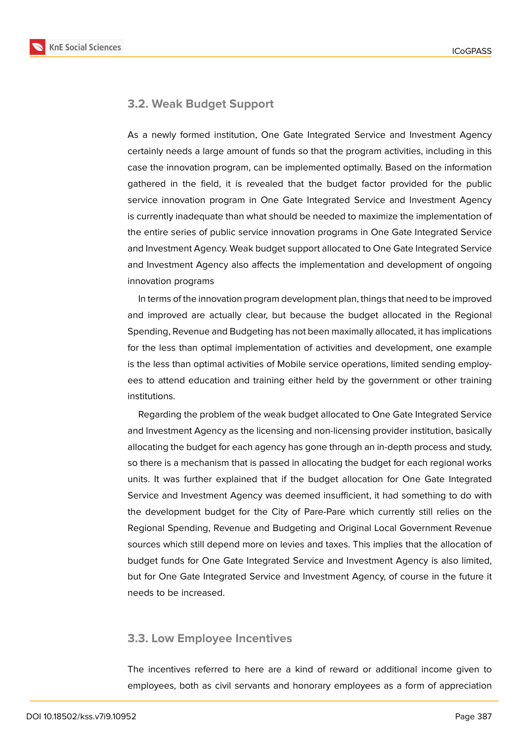## 3.2. Weak Budget Support

As a newly formed institution, One Gate Integrated Service and Investment Agency certainly needs a large amount of funds so that the program activities, including in this case the innovation program, can be implemented optimally. Based on the information gathered in the field, it is revealed that the budget factor provided for the public service innovation program in One Gate Integrated Service and Investment Agency is currently inadequate than what should be needed to maximize the implementation of the entire series of public service innovation programs in One Gate Integrated Service and Investment Agency. Weak budget support allocated to One Gate Integrated Service and Investment Agency also affects the implementation and development of ongoing innovation programs

In terms of the innovation program development plan, things that need to be improved and improved are actually clear, but because the budget allocated in the Regional Spending, Revenue and Budgeting has not been maximally allocated, it has implications for the less than optimal implementation of activities and development, one example is the less than optimal activities of Mobile service operations, limited sending employees to attend education and training either held by the government or other training institutions.

Regarding the problem of the weak budget allocated to One Gate Integrated Service and Investment Agency as the licensing and non-licensing provider institution, basically allocating the budget for each agency has gone through an in-depth process and study, so there is a mechanism that is passed in allocating the budget for each regional works units. It was further explained that if the budget allocation for One Gate Integrated Service and Investment Agency was deemed insufficient, it had something to do with the development budget for the City of Pare-Pare which currently still relies on the Regional Spending, Revenue and Budgeting and Original Local Government Revenue sources which still depend more on levies and taxes. This implies that the allocation of budget funds for One Gate Integrated Service and Investment Agency is also limited, but for One Gate Integrated Service and Investment Agency, of course in the future it needs to be increased.

## 3.3. Low Employee Incentives

The incentives referred to here are a kind of reward or additional income given to employees, both as civil servants and honorary employees as a form of appreciation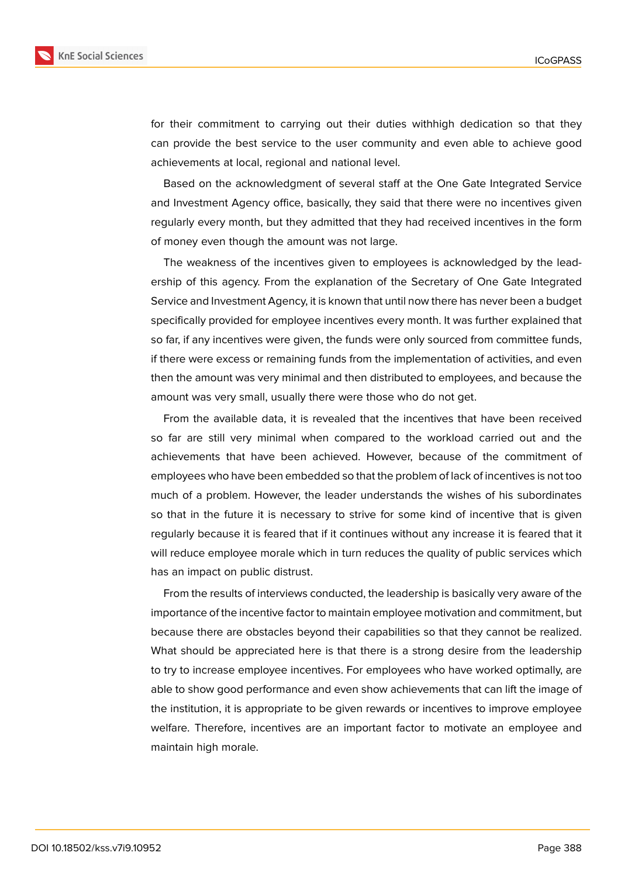for their commitment to carrying out their duties withhigh dedication so that they can provide the best service to the user community and even able to achieve good achievements at local, regional and national level.

Based on the acknowledgment of several staff at the One Gate Integrated Service and Investment Agency office, basically, they said that there were no incentives given regularly every month, but they admitted that they had received incentives in the form of money even though the amount was not large.

The weakness of the incentives given to employees is acknowledged by the leadership of this agency. From the explanation of the Secretary of One Gate Integrated Service and Investment Agency, it is known that until now there has never been a budget specifically provided for employee incentives every month. It was further explained that so far, if any incentives were given, the funds were only sourced from committee funds, if there were excess or remaining funds from the implementation of activities, and even then the amount was very minimal and then distributed to employees, and because the amount was very small, usually there were those who do not get.

From the available data, it is revealed that the incentives that have been received so far are still very minimal when compared to the workload carried out and the achievements that have been achieved. However, because of the commitment of employees who have been embedded so that the problem of lack of incentives is not too much of a problem. However, the leader understands the wishes of his subordinates so that in the future it is necessary to strive for some kind of incentive that is given regularly because it is feared that if it continues without any increase it is feared that it will reduce employee morale which in turn reduces the quality of public services which has an impact on public distrust.

From the results of interviews conducted, the leadership is basically very aware of the importance of the incentive factor to maintain employee motivation and commitment, but because there are obstacles beyond their capabilities so that they cannot be realized. What should be appreciated here is that there is a strong desire from the leadership to try to increase employee incentives. For employees who have worked optimally, are able to show good performance and even show achievements that can lift the image of the institution, it is appropriate to be given rewards or incentives to improve employee welfare. Therefore, incentives are an important factor to motivate an employee and maintain high morale.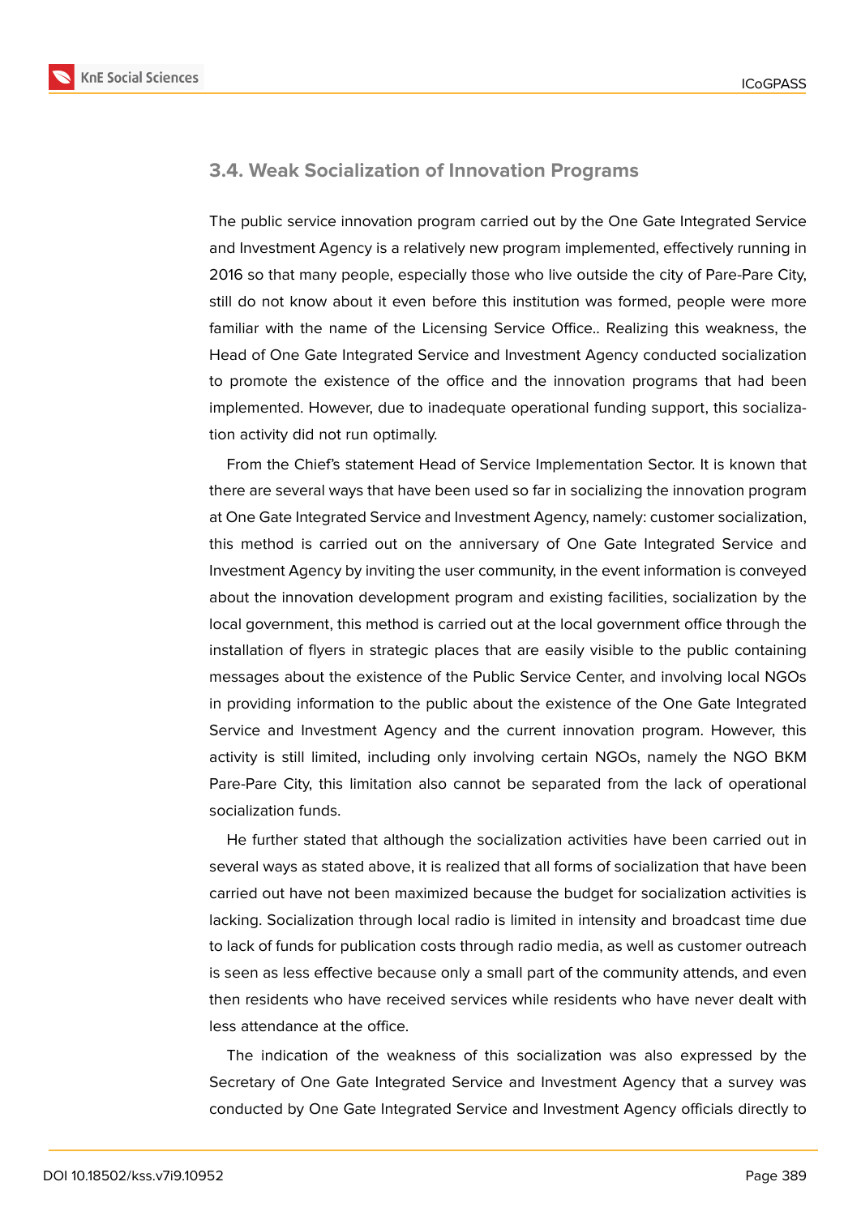### 3.4. Weak Socialization of Innovation Programs

The public service innovation program carried out by the One Gate Integrated Service and Investment Agency is a relatively new program implemented, effectively running in 2016 so that many people, especially those who live outside the city of Pare-Pare City, still do not know about it even before this institution was formed, people were more familiar with the name of the Licensing Service Office.. Realizing this weakness, the Head of One Gate Integrated Service and Investment Agency conducted socialization to promote the existence of the office and the innovation programs that had been implemented. However, due to inadequate operational funding support, this socialization activity did not run optimally.

From the Chief's statement Head of Service Implementation Sector. It is known that there are several ways that have been used so far in socializing the innovation program at One Gate Integrated Service and Investment Agency, namely: customer socialization, this method is carried out on the anniversary of One Gate Integrated Service and Investment Agency by inviting the user community, in the event information is conveyed about the innovation development program and existing facilities, socialization by the local government, this method is carried out at the local government office through the installation of flyers in strategic places that are easily visible to the public containing messages about the existence of the Public Service Center, and involving local NGOs in providing information to the public about the existence of the One Gate Integrated Service and Investment Agency and the current innovation program. However, this activity is still limited, including only involving certain NGOs, namely the NGO BKM Pare-Pare City, this limitation also cannot be separated from the lack of operational socialization funds.

He further stated that although the socialization activities have been carried out in several ways as stated above, it is realized that all forms of socialization that have been carried out have not been maximized because the budget for socialization activities is lacking. Socialization through local radio is limited in intensity and broadcast time due to lack of funds for publication costs through radio media, as well as customer outreach is seen as less effective because only a small part of the community attends, and even then residents who have received services while residents who have never dealt with less attendance at the office.

The indication of the weakness of this socialization was also expressed by the Secretary of One Gate Integrated Service and Investment Agency that a survey was conducted by One Gate Integrated Service and Investment Agency officials directly to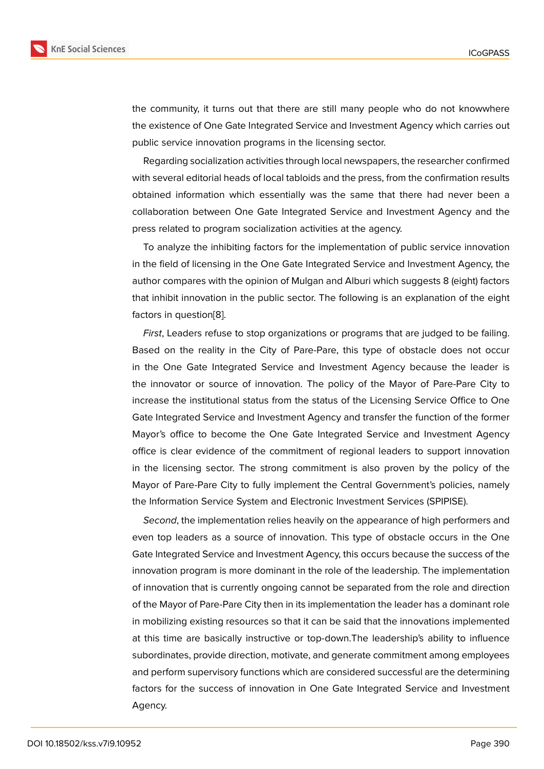the community, it turns out that there are still many people who do not knowwhere the existence of One Gate Integrated Service and Investment Agency which carries out public service innovation programs in the licensing sector.

Regarding socialization activities through local newspapers, the researcher confirmed with several editorial heads of local tabloids and the press, from the confirmation results obtained information which essentially was the same that there had never been a collaboration between One Gate Integrated Service and Investment Agency and the press related to program socialization activities at the agency.

To analyze the inhibiting factors for the implementation of public service innovation in the field of licensing in the One Gate Integrated Service and Investment Agency, the author compares with the opinion of Mulgan and Alburi which suggests 8 (eight) factors that inhibit innovation in the public sector. The following is an explanation of the eight factors in question[8].

*First*, Leaders refuse to stop organizations or programs that are judged to be failing. Based on the reality in the City of Pare-Pare, this type of obstacle does not occur in the One Gate Integrated Service and Investment Agency because the leader is the innovator or source of innovation. The policy of the Mayor of Pare-Pare City to increase the institutional status from the status of the Licensing Service Office to One Gate Integrated Service and Investment Agency and transfer the function of the former Mayor's office to become the One Gate Integrated Service and Investment Agency office is clear evidence of the commitment of regional leaders to support innovation in the licensing sector. The strong commitment is also proven by the policy of the Mayor of Pare-Pare City to fully implement the Central Government's policies, namely the Information Service System and Electronic Investment Services (SPIPISE).

*Second*, the implementation relies heavily on the appearance of high performers and even top leaders as a source of innovation. This type of obstacle occurs in the One Gate Integrated Service and Investment Agency, this occurs because the success of the innovation program is more dominant in the role of the leadership. The implementation of innovation that is currently ongoing cannot be separated from the role and direction of the Mayor of Pare-Pare City then in its implementation the leader has a dominant role in mobilizing existing resources so that it can be said that the innovations implemented at this time are basically instructive or top-down.The leadership's ability to influence subordinates, provide direction, motivate, and generate commitment among employees and perform supervisory functions which are considered successful are the determining factors for the success of innovation in One Gate Integrated Service and Investment Agency.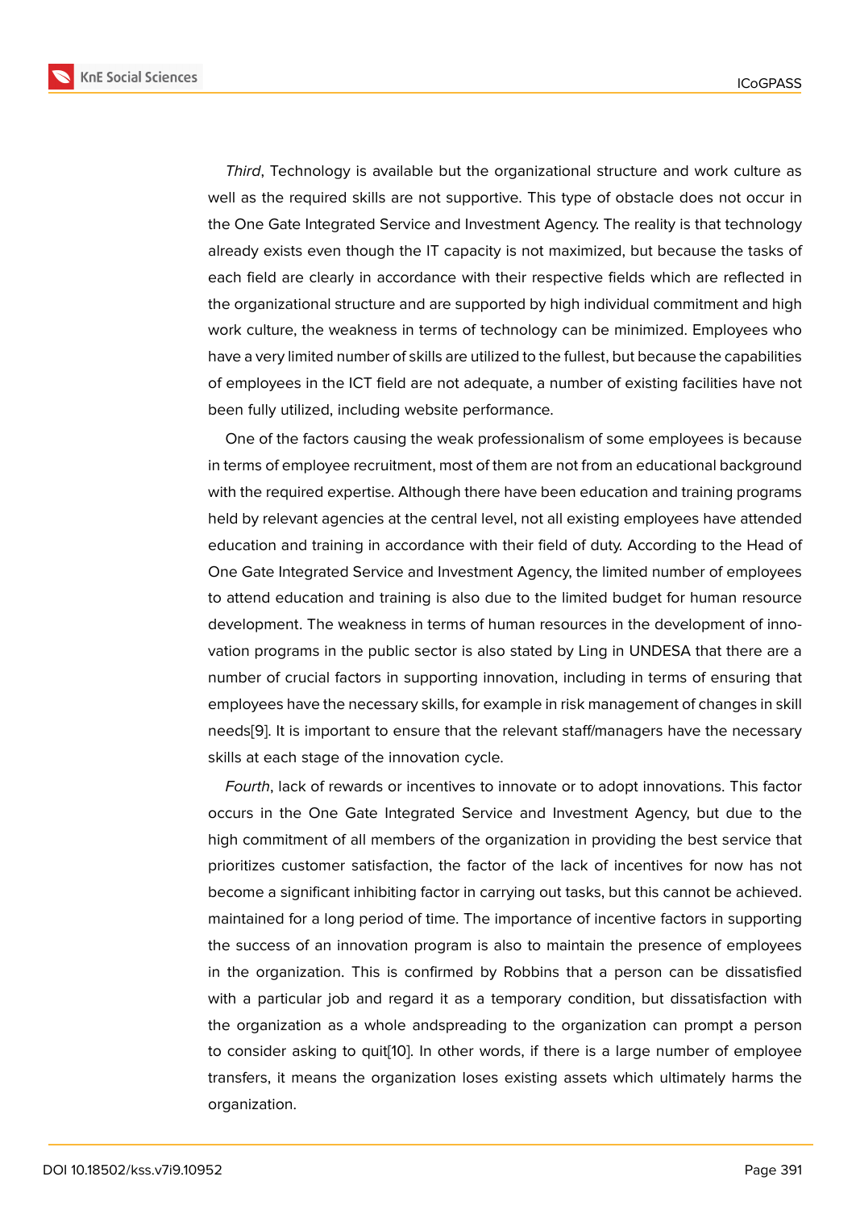*Third*, Technology is available but the organizational structure and work culture as well as the required skills are not supportive. This type of obstacle does not occur in the One Gate Integrated Service and Investment Agency. The reality is that technology already exists even though the IT capacity is not maximized, but because the tasks of each field are clearly in accordance with their respective fields which are reflected in the organizational structure and are supported by high individual commitment and high work culture, the weakness in terms of technology can be minimized. Employees who have a very limited number of skills are utilized to the fullest, but because the capabilities of employees in the ICT field are not adequate, a number of existing facilities have not been fully utilized, including website performance.

One of the factors causing the weak professionalism of some employees is because in terms of employee recruitment, most of them are not from an educational background with the required expertise. Although there have been education and training programs held by relevant agencies at the central level, not all existing employees have attended education and training in accordance with their field of duty. According to the Head of One Gate Integrated Service and Investment Agency, the limited number of employees to attend education and training is also due to the limited budget for human resource development. The weakness in terms of human resources in the development of innovation programs in the public sector is also stated by Ling in UNDESA that there are a number of crucial factors in supporting innovation, including in terms of ensuring that employees have the necessary skills, for example in risk management of changes in skill needs[9]. It is important to ensure that the relevant staff/managers have the necessary skills at each stage of the innovation cycle.

*Fourth*, lack of rewards or incentives to innovate or to adopt innovations. This factor occurs in the One Gate Integrated Service and Investment Agency, but due to the high commitment of all members of the organization in providing the best service that prioritizes customer satisfaction, the factor of the lack of incentives for now has not become a significant inhibiting factor in carrying out tasks, but this cannot be achieved. maintained for a long period of time. The importance of incentive factors in supporting the success of an innovation program is also to maintain the presence of employees in the organization. This is confirmed by Robbins that a person can be dissatisfied with a particular job and regard it as a temporary condition, but dissatisfaction with the organization as a whole andspreading to the organization can prompt a person to consider asking to quit[10]. In other words, if there is a large number of employee transfers, it means the organization loses existing assets which ultimately harms the organization.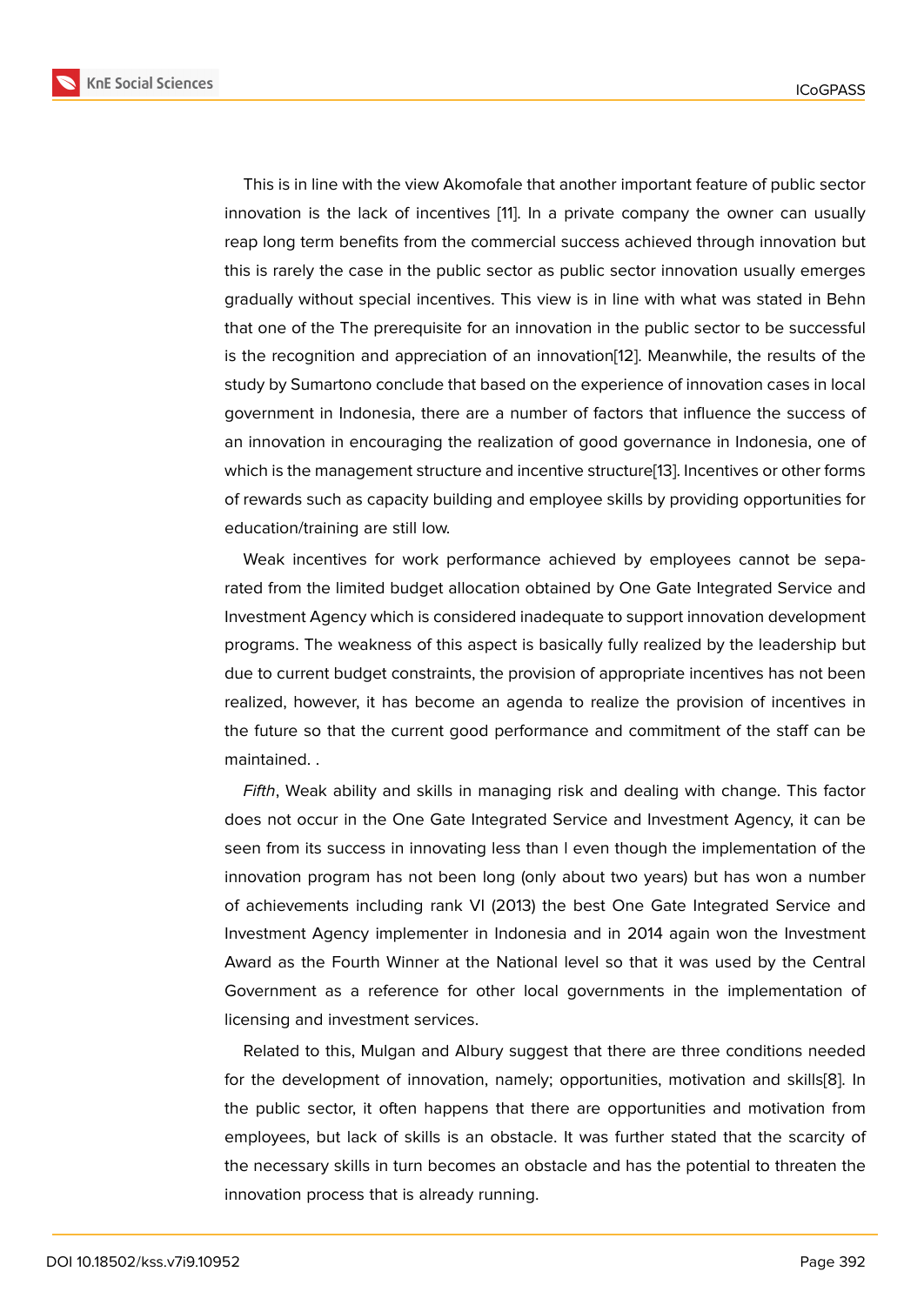This is in line with the view Akomofale that another important feature of public sector innovation is the lack of incentives [11]. In a private company the owner can usually reap long term benefits from the commercial success achieved through innovation but this is rarely the case in the public sector as public sector innovation usually emerges gradually without special incentives. This view is in line with what was stated in Behn that one of the The prerequisite for an innovation in the public sector to be successful is the recognition and appreciation of an innovation[12]. Meanwhile, the results of the study by Sumartono conclude that based on the experience of innovation cases in local government in Indonesia, there are a number of factors that influence the success of an innovation in encouraging the realization of good governance in Indonesia, one of which is the management structure and incentive structure[13]. Incentives or other forms of rewards such as capacity building and employee skills by providing opportunities for education/training are still low.

Weak incentives for work performance achieved by employees cannot be separated from the limited budget allocation obtained by One Gate Integrated Service and Investment Agency which is considered inadequate to support innovation development programs. The weakness of this aspect is basically fully realized by the leadership but due to current budget constraints, the provision of appropriate incentives has not been realized, however, it has become an agenda to realize the provision of incentives in the future so that the current good performance and commitment of the staff can be maintained. .

*Fifth*, Weak ability and skills in managing risk and dealing with change. This factor does not occur in the One Gate Integrated Service and Investment Agency, it can be seen from its success in innovating less than I even though the implementation of the innovation program has not been long (only about two years) but has won a number of achievements including rank VI (2013) the best One Gate Integrated Service and Investment Agency implementer in Indonesia and in 2014 again won the Investment Award as the Fourth Winner at the National level so that it was used by the Central Government as a reference for other local governments in the implementation of licensing and investment services.

Related to this, Mulgan and Albury suggest that there are three conditions needed for the development of innovation, namely; opportunities, motivation and skills[8]. In the public sector, it often happens that there are opportunities and motivation from employees, but lack of skills is an obstacle. It was further stated that the scarcity of the necessary skills in turn becomes an obstacle and has the potential to threaten the innovation process that is already running.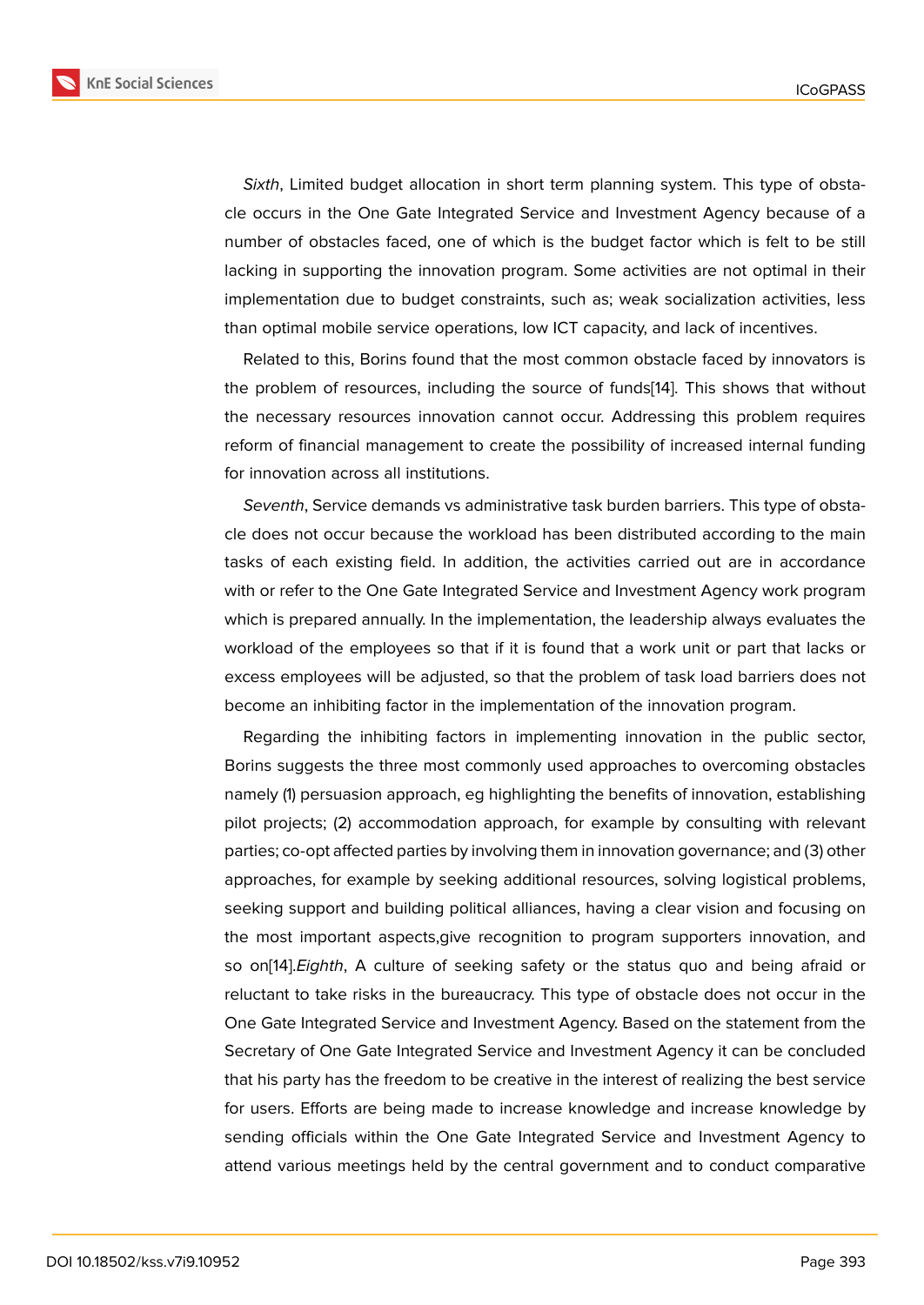*Sixth*, Limited budget allocation in short term planning system. This type of obstacle occurs in the One Gate Integrated Service and Investment Agency because of a number of obstacles faced, one of which is the budget factor which is felt to be still lacking in supporting the innovation program. Some activities are not optimal in their implementation due to budget constraints, such as; weak socialization activities, less than optimal mobile service operations, low ICT capacity, and lack of incentives.

Related to this, Borins found that the most common obstacle faced by innovators is the problem of resources, including the source of funds[14]. This shows that without the necessary resources innovation cannot occur. Addressing this problem requires reform of financial management to create the possibility of increased internal funding for innovation across all institutions.

*Seventh*, Service demands vs administrative task burden barriers. This type of obstacle does not occur because the workload has been distributed according to the main tasks of each existing field. In addition, the activities carried out are in accordance with or refer to the One Gate Integrated Service and Investment Agency work program which is prepared annually. In the implementation, the leadership always evaluates the workload of the employees so that if it is found that a work unit or part that lacks or excess employees will be adjusted, so that the problem of task load barriers does not become an inhibiting factor in the implementation of the innovation program.

Regarding the inhibiting factors in implementing innovation in the public sector, Borins suggests the three most commonly used approaches to overcoming obstacles namely (1) persuasion approach, eg highlighting the benefits of innovation, establishing pilot projects; (2) accommodation approach, for example by consulting with relevant parties; co-opt affected parties by involving them in innovation governance; and (3) other approaches, for example by seeking additional resources, solving logistical problems, seeking support and building political alliances, having a clear vision and focusing on the most important aspects,give recognition to program supporters innovation, and so on[14].*Eighth*, A culture of seeking safety or the status quo and being afraid or reluctant to take risks in the bureaucracy. This type of obstacle does not occur in the One Gate Integrated Service and Investment Agency. Based on the statement from the Secretary of One Gate Integrated Service and Investment Agency it can be concluded that his party has the freedom to be creative in the interest of realizing the best service for users. Efforts are being made to increase knowledge and increase knowledge by sending officials within the One Gate Integrated Service and Investment Agency to attend various meetings held by the central government and to conduct comparative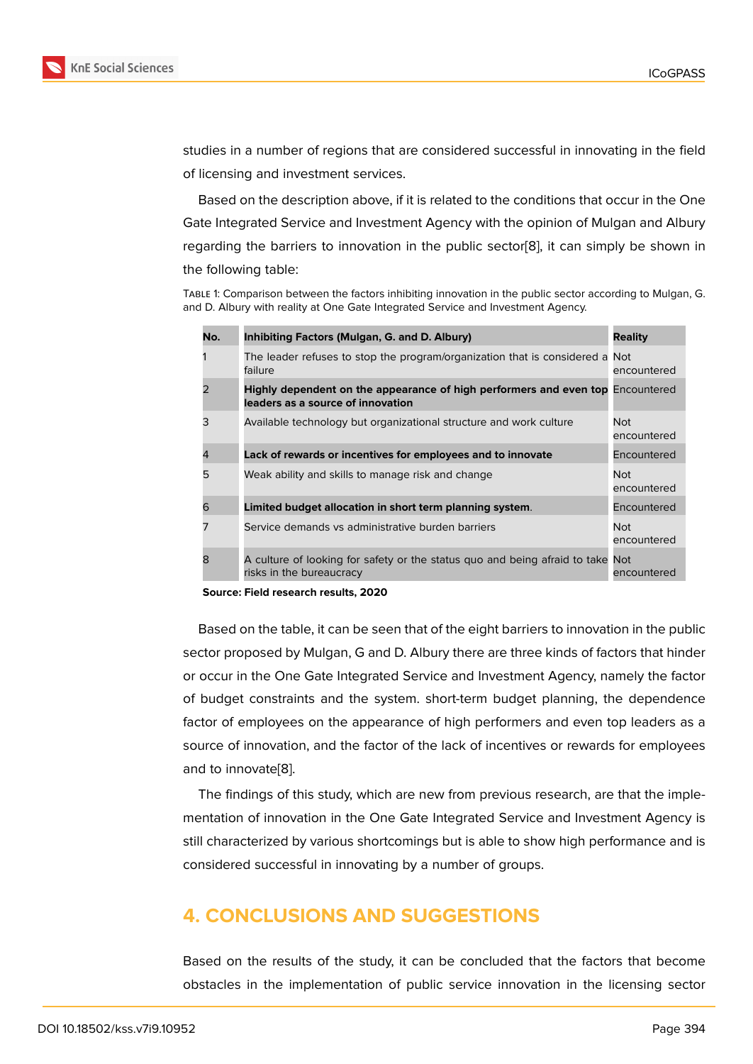studies in a number of regions that are considered successful in innovating in the field of licensing and investment services.

Based on the description above, if it is related to the conditions that occur in the One Gate Integrated Service and Investment Agency with the opinion of Mulgan and Albury regarding the barriers to innovation in the public sector[8], it can simply be shown in the following table:

Table 1: Comparison between the factors inhibiting innovation in the public sector according to Mulgan, G. and D. Albury with reality at One Gate Integrated Service and Investment Agency.

| No. | Inhibiting Factors (Mulgan, G. and D. Albury) | Reality |
|---|---|---|
| 1 | The leader refuses to stop the program/organization that is considered a failure | Not encountered |
| 2 | **Highly dependent on the appearance of high performers and even top leaders as a source of innovation** | Encountered |
| 3 | Available technology but organizational structure and work culture | Not encountered |
| 4 | **Lack of rewards or incentives for employees and to innovate** | Encountered |
| 5 | Weak ability and skills to manage risk and change | Not encountered |
| 6 | **Limited budget allocation in short term planning system**. | Encountered |
| 7 | Service demands vs administrative burden barriers | Not encountered |
| 8 | A culture of looking for safety or the status quo and being afraid to take risks in the bureaucracy | Not encountered |

**Source: Field research results, 2020**

Based on the table, it can be seen that of the eight barriers to innovation in the public sector proposed by Mulgan, G and D. Albury there are three kinds of factors that hinder or occur in the One Gate Integrated Service and Investment Agency, namely the factor of budget constraints and the system. short-term budget planning, the dependence factor of employees on the appearance of high performers and even top leaders as a source of innovation, and the factor of the lack of incentives or rewards for employees and to innovate[8].

The findings of this study, which are new from previous research, are that the implementation of innovation in the One Gate Integrated Service and Investment Agency is still characterized by various shortcomings but is able to show high performance and is considered successful in innovating by a number of groups.

## 4. CONCLUSIONS AND SUGGESTIONS

Based on the results of the study, it can be concluded that the factors that become obstacles in the implementation of public service innovation in the licensing sector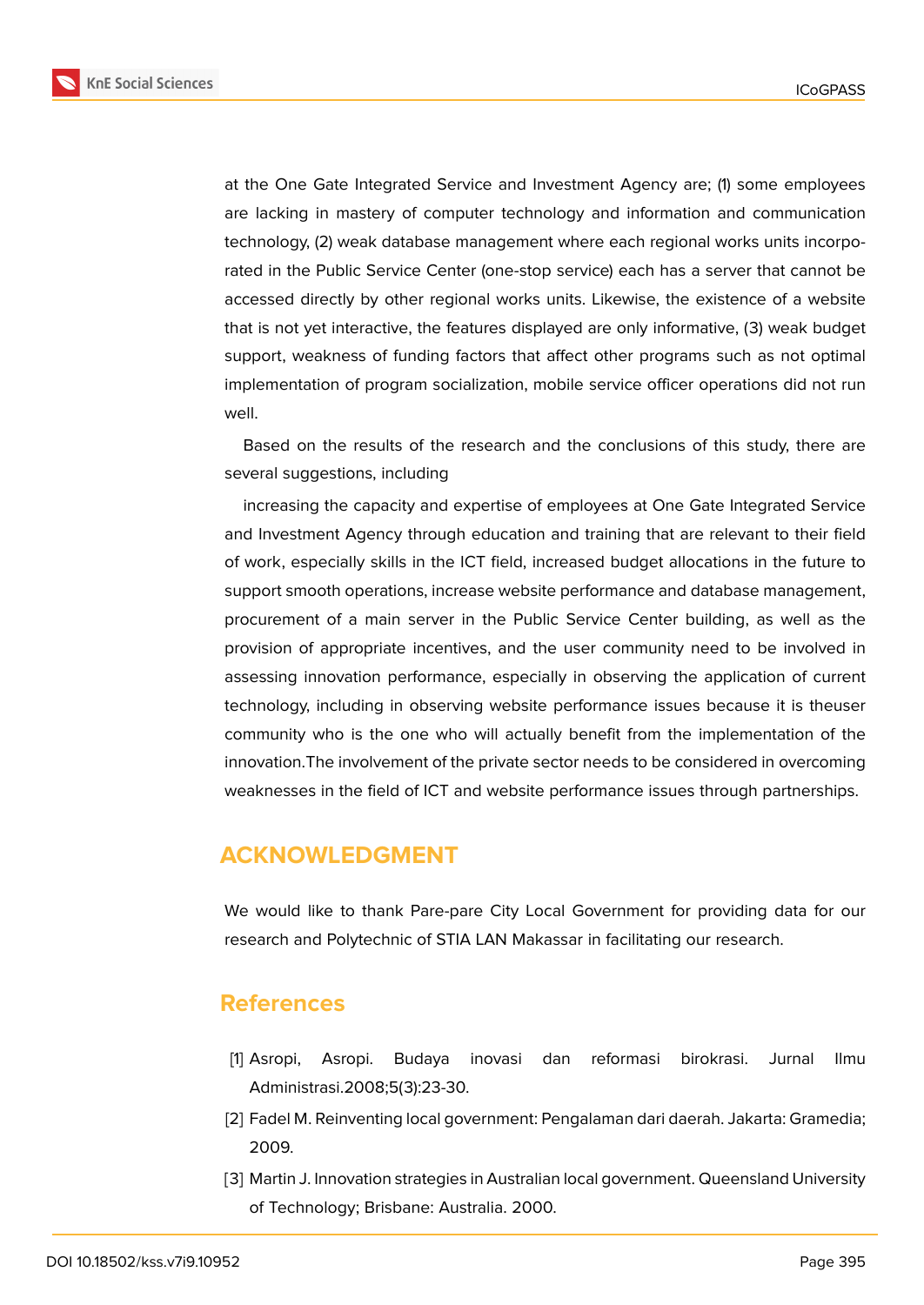at the One Gate Integrated Service and Investment Agency are; (1) some employees are lacking in mastery of computer technology and information and communication technology, (2) weak database management where each regional works units incorporated in the Public Service Center (one-stop service) each has a server that cannot be accessed directly by other regional works units. Likewise, the existence of a website that is not yet interactive, the features displayed are only informative, (3) weak budget support, weakness of funding factors that affect other programs such as not optimal implementation of program socialization, mobile service officer operations did not run well.

Based on the results of the research and the conclusions of this study, there are several suggestions, including

increasing the capacity and expertise of employees at One Gate Integrated Service and Investment Agency through education and training that are relevant to their field of work, especially skills in the ICT field, increased budget allocations in the future to support smooth operations, increase website performance and database management, procurement of a main server in the Public Service Center building, as well as the provision of appropriate incentives, and the user community need to be involved in assessing innovation performance, especially in observing the application of current technology, including in observing website performance issues because it is theuser community who is the one who will actually benefit from the implementation of the innovation.The involvement of the private sector needs to be considered in overcoming weaknesses in the field of ICT and website performance issues through partnerships.

## ACKNOWLEDGMENT

We would like to thank Pare-pare City Local Government for providing data for our research and Polytechnic of STIA LAN Makassar in facilitating our research.

## References

[1] Asropi, Asropi. Budaya inovasi dan reformasi birokrasi. Jurnal Ilmu Administrasi.2008;5(3):23-30.

[2] Fadel M. Reinventing local government: Pengalaman dari daerah. Jakarta: Gramedia; 2009.

[3] Martin J. Innovation strategies in Australian local government. Queensland University of Technology; Brisbane: Australia. 2000.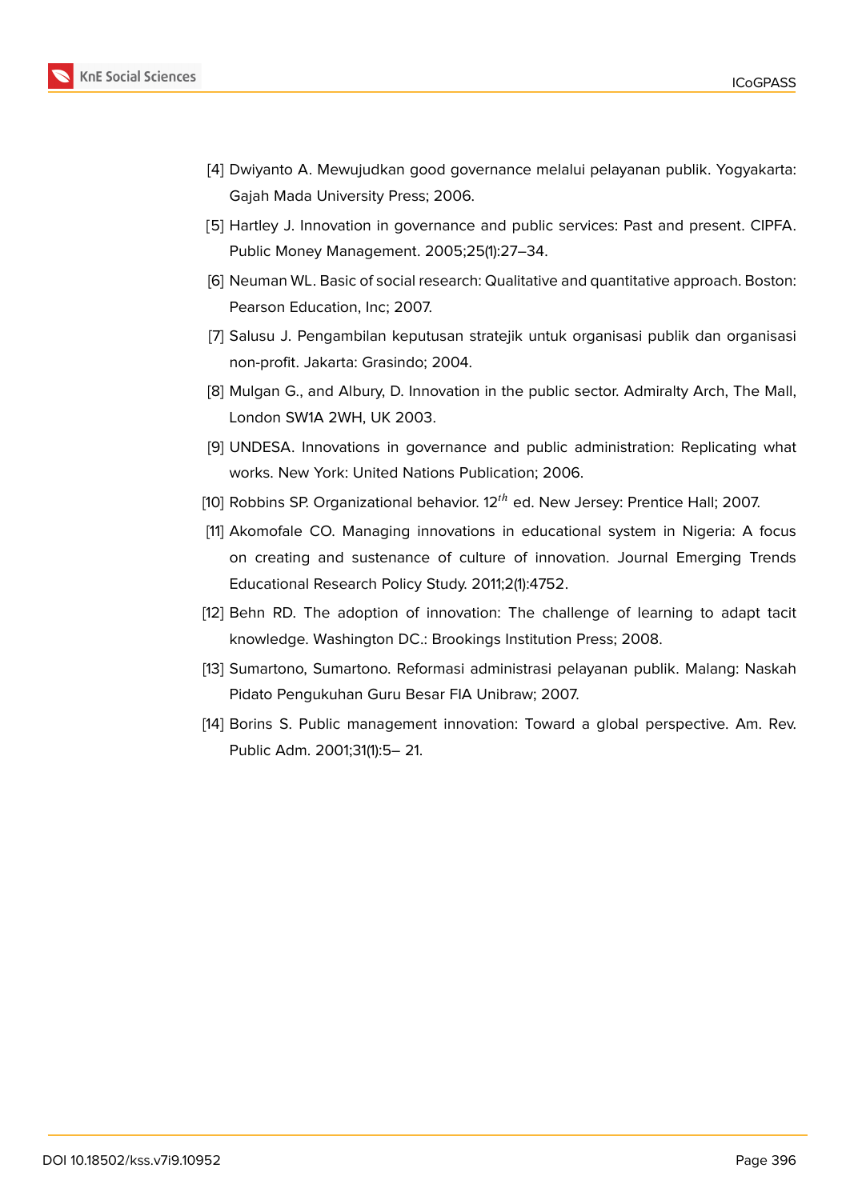[4] Dwiyanto A. Mewujudkan good governance melalui pelayanan publik. Yogyakarta: Gajah Mada University Press; 2006.

[5] Hartley J. Innovation in governance and public services: Past and present. CIPFA. Public Money Management. 2005;25(1):27–34.

[6] Neuman WL. Basic of social research: Qualitative and quantitative approach. Boston: Pearson Education, Inc; 2007.

[7] Salusu J. Pengambilan keputusan stratejik untuk organisasi publik dan organisasi non-profit. Jakarta: Grasindo; 2004.

[8] Mulgan G., and Albury, D. Innovation in the public sector. Admiralty Arch, The Mall, London SW1A 2WH, UK 2003.

[9] UNDESA. Innovations in governance and public administration: Replicating what works. New York: United Nations Publication; 2006.

[10] Robbins SP. Organizational behavior. 12$^{th}$ ed. New Jersey: Prentice Hall; 2007.

[11] Akomofale CO. Managing innovations in educational system in Nigeria: A focus on creating and sustenance of culture of innovation. Journal Emerging Trends Educational Research Policy Study. 2011;2(1):4752.

[12] Behn RD. The adoption of innovation: The challenge of learning to adapt tacit knowledge. Washington DC.: Brookings Institution Press; 2008.

[13] Sumartono, Sumartono. Reformasi administrasi pelayanan publik. Malang: Naskah Pidato Pengukuhan Guru Besar FIA Unibraw; 2007.

[14] Borins S. Public management innovation: Toward a global perspective. Am. Rev. Public Adm. 2001;31(1):5– 21.